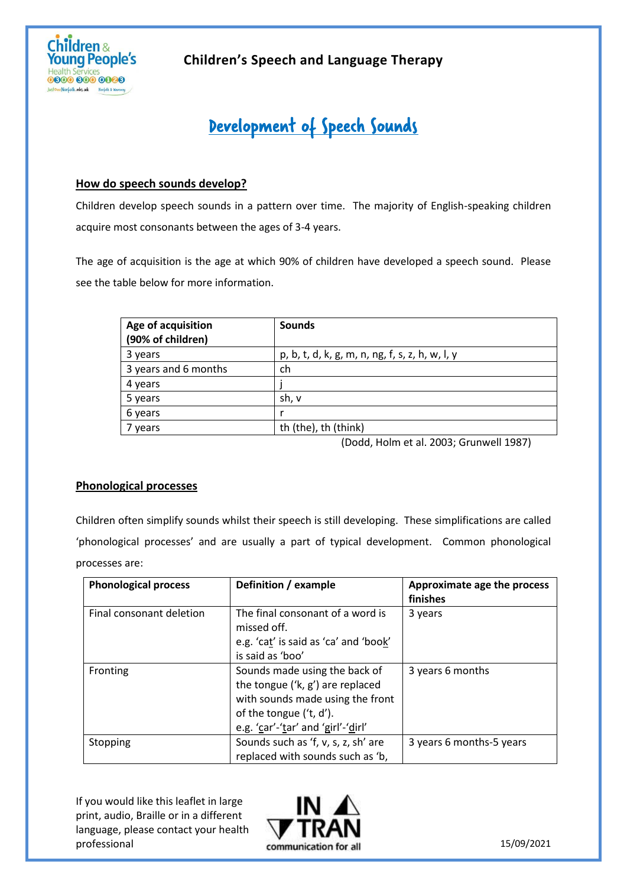Children's Speech and Language Therapy

# Development of Speech Sounds

## How do speech sounds develop?

Children develop speech sounds in a pattern over time. The majority of English-speaking children acquire most consonants between the ages of 3-4 years.

The age of acquisition is the age at which 90% of children have developed a speech sound. Please see the table below for more information.

| Age of acquisition (90% of children) | Sounds |
|---|---|
| 3 years | p, b, t, d, k, g, m, n, ng, f, s, z, h, w, l, y |
| 3 years and 6 months | ch |
| 4 years | j |
| 5 years | sh, v |
| 6 years | r |
| 7 years | th (the), th (think) |

(Dodd, Holm et al. 2003; Grunwell 1987)

## Phonological processes

Children often simplify sounds whilst their speech is still developing. These simplifications are called 'phonological processes' and are usually a part of typical development. Common phonological processes are:

| Phonological process | Definition / example | Approximate age the process finishes |
|---|---|---|
| Final consonant deletion | The final consonant of a word is missed off. e.g. 'cat' is said as 'ca' and 'book' is said as 'boo' | 3 years |
| Fronting | Sounds made using the back of the tongue ('k, g') are replaced with sounds made using the front of the tongue ('t, d'). e.g. 'car'-'tar' and 'girl'-'dirl' | 3 years 6 months |
| Stopping | Sounds such as 'f, v, s, z, sh' are replaced with sounds such as 'b, | 3 years 6 months-5 years |

If you would like this leaflet in large print, audio, Braille or in a different language, please contact your health professional

15/09/2021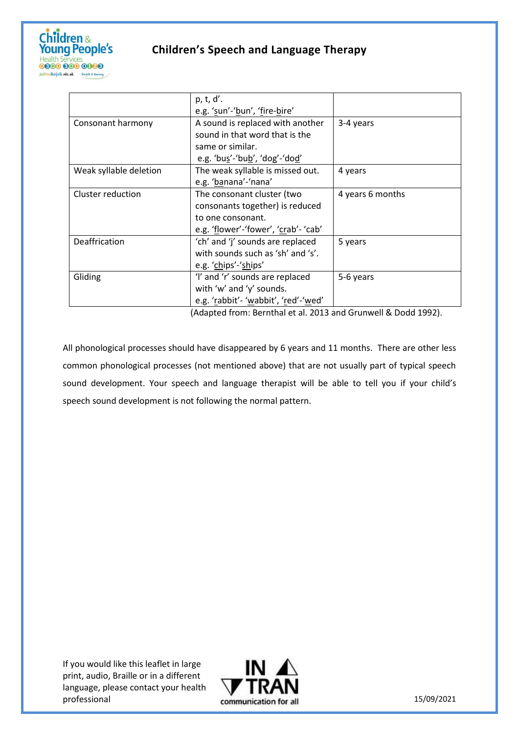| | | |
|---|---|---|
| | p, t, d'. e.g. 'sun'-'bun', 'fire-bire' | |
| Consonant harmony | A sound is replaced with another sound in that word that is the same or similar. e.g. 'bus'-'bub', 'dog'-'dod' | 3-4 years |
| Weak syllable deletion | The weak syllable is missed out. e.g. 'banana'-'nana' | 4 years |
| Cluster reduction | The consonant cluster (two consonants together) is reduced to one consonant. e.g. 'flower'-'fower', 'crab'- 'cab' | 4 years 6 months |
| Deaffrication | 'ch' and 'j' sounds are replaced with sounds such as 'sh' and 's'. e.g. 'chips'-'ships' | 5 years |
| Gliding | 'l' and 'r' sounds are replaced with 'w' and 'y' sounds. e.g. 'rabbit'- 'wabbit', 'red'-'wed' | 5-6 years |

(Adapted from: Bernthal et al. 2013 and Grunwell & Dodd 1992).

All phonological processes should have disappeared by 6 years and 11 months. There are other less common phonological processes (not mentioned above) that are not usually part of typical speech sound development. Your speech and language therapist will be able to tell you if your child's speech sound development is not following the normal pattern.

If you would like this leaflet in large print, audio, Braille or in a different language, please contact your health professional

15/09/2021